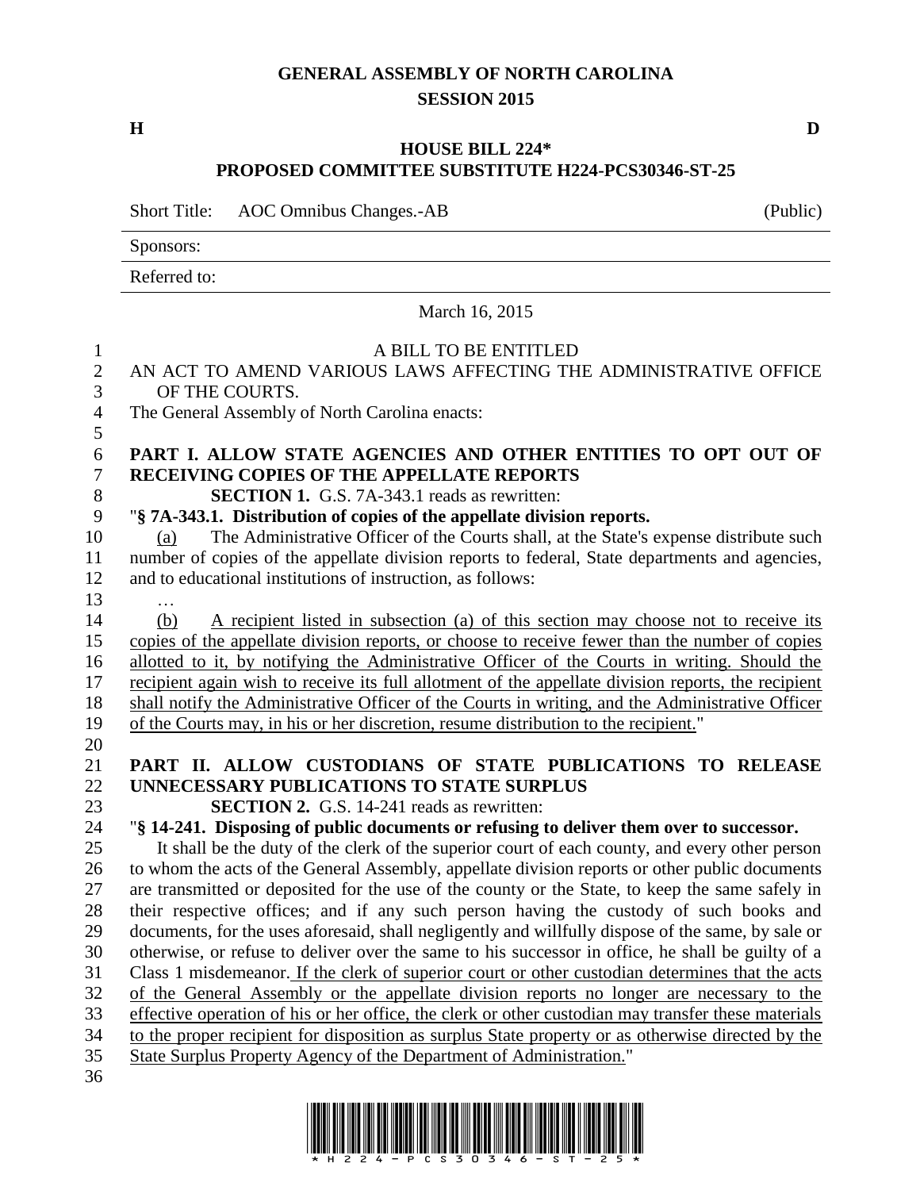# GENERAL ASSEMBLY OF NORTH CAROLINA
## SESSION 2015

**H** **D**

## HOUSE BILL 224*
## PROPOSED COMMITTEE SUBSTITUTE H224-PCS30346-ST-25

Short Title: AOC Omnibus Changes.-AB (Public)

Sponsors:

Referred to:

March 16, 2015

A BILL TO BE ENTITLED

AN ACT TO AMEND VARIOUS LAWS AFFECTING THE ADMINISTRATIVE OFFICE OF THE COURTS.

The General Assembly of North Carolina enacts:

**PART I. ALLOW STATE AGENCIES AND OTHER ENTITIES TO OPT OUT OF RECEIVING COPIES OF THE APPELLATE REPORTS**

**SECTION 1.** G.S. 7A-343.1 reads as rewritten:

"**§ 7A-343.1. Distribution of copies of the appellate division reports.**

(a) The Administrative Officer of the Courts shall, at the State's expense distribute such number of copies of the appellate division reports to federal, State departments and agencies, and to educational institutions of instruction, as follows:

…

(b) A recipient listed in subsection (a) of this section may choose not to receive its copies of the appellate division reports, or choose to receive fewer than the number of copies allotted to it, by notifying the Administrative Officer of the Courts in writing. Should the recipient again wish to receive its full allotment of the appellate division reports, the recipient shall notify the Administrative Officer of the Courts in writing, and the Administrative Officer of the Courts may, in his or her discretion, resume distribution to the recipient."

**PART II. ALLOW CUSTODIANS OF STATE PUBLICATIONS TO RELEASE UNNECESSARY PUBLICATIONS TO STATE SURPLUS**

**SECTION 2.** G.S. 14-241 reads as rewritten:

"**§ 14-241. Disposing of public documents or refusing to deliver them over to successor.**

It shall be the duty of the clerk of the superior court of each county, and every other person to whom the acts of the General Assembly, appellate division reports or other public documents are transmitted or deposited for the use of the county or the State, to keep the same safely in their respective offices; and if any such person having the custody of such books and documents, for the uses aforesaid, shall negligently and willfully dispose of the same, by sale or otherwise, or refuse to deliver over the same to his successor in office, he shall be guilty of a Class 1 misdemeanor. If the clerk of superior court or other custodian determines that the acts of the General Assembly or the appellate division reports no longer are necessary to the effective operation of his or her office, the clerk or other custodian may transfer these materials to the proper recipient for disposition as surplus State property or as otherwise directed by the State Surplus Property Agency of the Department of Administration."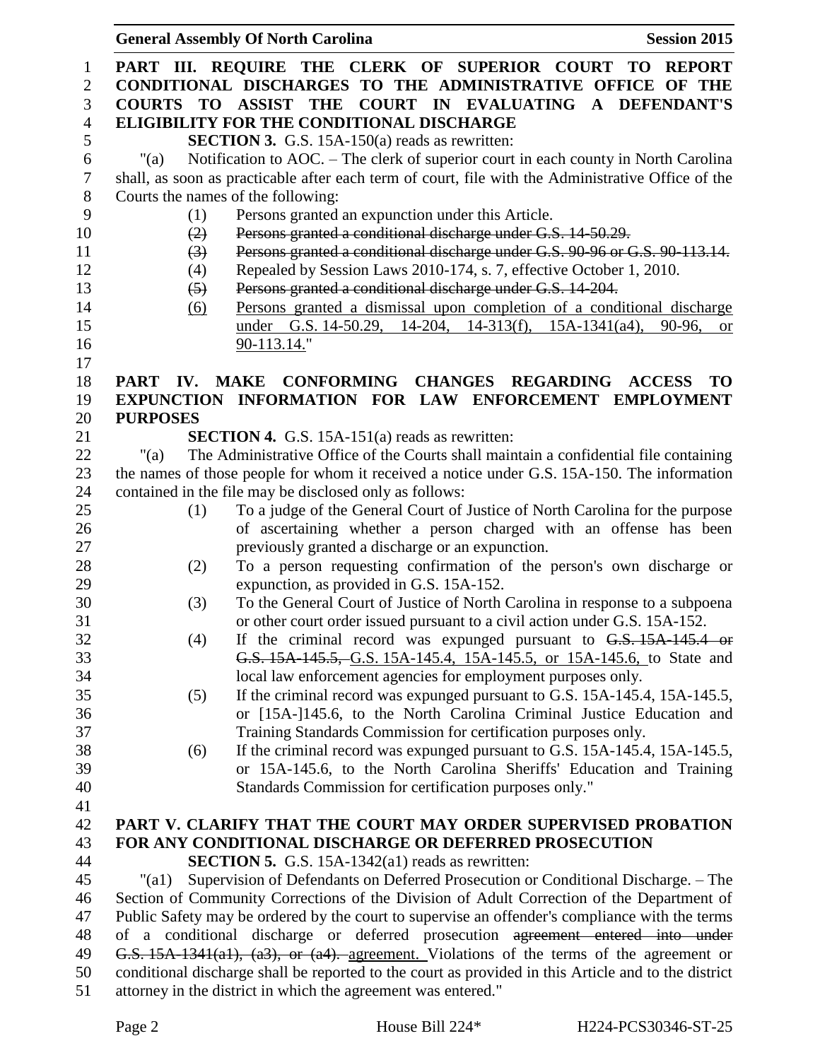**PART III. REQUIRE THE CLERK OF SUPERIOR COURT TO REPORT CONDITIONAL DISCHARGES TO THE ADMINISTRATIVE OFFICE OF THE COURTS TO ASSIST THE COURT IN EVALUATING A DEFENDANT'S ELIGIBILITY FOR THE CONDITIONAL DISCHARGE**

**SECTION 3.** G.S. 15A-150(a) reads as rewritten:

"(a) Notification to AOC. – The clerk of superior court in each county in North Carolina shall, as soon as practicable after each term of court, file with the Administrative Office of the Courts the names of the following:

(1) Persons granted an expunction under this Article.

~~(2) Persons granted a conditional discharge under G.S. 14-50.29.~~

~~(3) Persons granted a conditional discharge under G.S. 90-96 or G.S. 90-113.14.~~

(4) Repealed by Session Laws 2010-174, s. 7, effective October 1, 2010.

~~(5) Persons granted a conditional discharge under G.S. 14-204.~~

<u>(6) Persons granted a dismissal upon completion of a conditional discharge under G.S. 14-50.29, 14-204, 14-313(f), 15A-1341(a4), 90-96, or 90-113.14.</u>"

**PART IV. MAKE CONFORMING CHANGES REGARDING ACCESS TO EXPUNCTION INFORMATION FOR LAW ENFORCEMENT EMPLOYMENT PURPOSES**

**SECTION 4.** G.S. 15A-151(a) reads as rewritten:

"(a) The Administrative Office of the Courts shall maintain a confidential file containing the names of those people for whom it received a notice under G.S. 15A-150. The information contained in the file may be disclosed only as follows:

(1) To a judge of the General Court of Justice of North Carolina for the purpose of ascertaining whether a person charged with an offense has been previously granted a discharge or an expunction.

(2) To a person requesting confirmation of the person's own discharge or expunction, as provided in G.S. 15A-152.

(3) To the General Court of Justice of North Carolina in response to a subpoena or other court order issued pursuant to a civil action under G.S. 15A-152.

(4) If the criminal record was expunged pursuant to ~~G.S. 15A-145.4 or G.S. 15A-145.5,~~ <u>G.S. 15A-145.4, 15A-145.5, or 15A-145.6,</u> to State and local law enforcement agencies for employment purposes only.

(5) If the criminal record was expunged pursuant to G.S. 15A-145.4, 15A-145.5, or [15A-]145.6, to the North Carolina Criminal Justice Education and Training Standards Commission for certification purposes only.

(6) If the criminal record was expunged pursuant to G.S. 15A-145.4, 15A-145.5, or 15A-145.6, to the North Carolina Sheriffs' Education and Training Standards Commission for certification purposes only."

**PART V. CLARIFY THAT THE COURT MAY ORDER SUPERVISED PROBATION FOR ANY CONDITIONAL DISCHARGE OR DEFERRED PROSECUTION**

**SECTION 5.** G.S. 15A-1342(a1) reads as rewritten:

"(a1) Supervision of Defendants on Deferred Prosecution or Conditional Discharge. – The Section of Community Corrections of the Division of Adult Correction of the Department of Public Safety may be ordered by the court to supervise an offender's compliance with the terms of a conditional discharge or deferred prosecution ~~agreement entered into under G.S. 15A-1341(a1), (a3), or (a4).~~ <u>agreement.</u> Violations of the terms of the agreement or conditional discharge shall be reported to the court as provided in this Article and to the district attorney in the district in which the agreement was entered."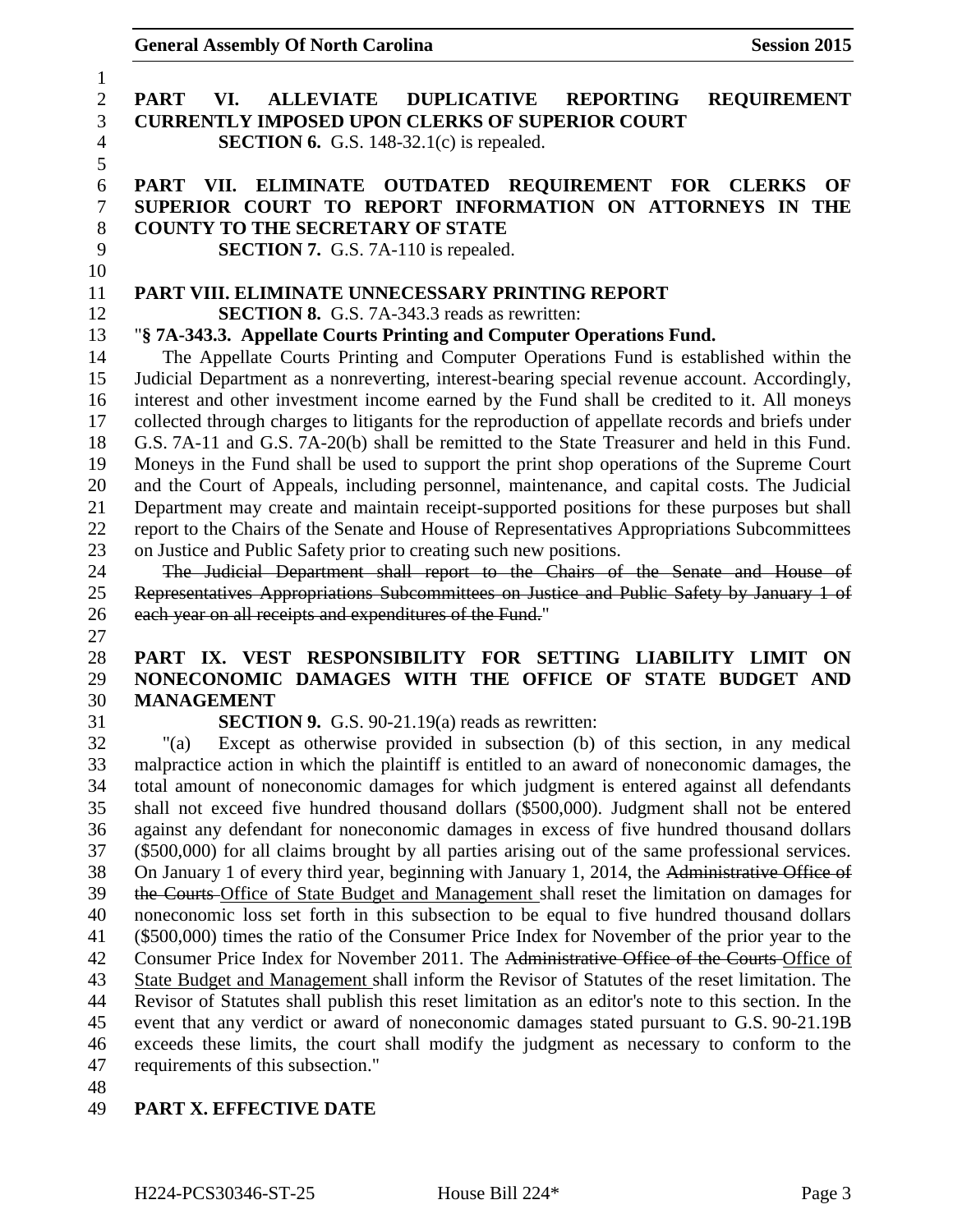**PART VI. ALLEVIATE DUPLICATIVE REPORTING REQUIREMENT CURRENTLY IMPOSED UPON CLERKS OF SUPERIOR COURT**

**SECTION 6.** G.S. 148-32.1(c) is repealed.

**PART VII. ELIMINATE OUTDATED REQUIREMENT FOR CLERKS OF SUPERIOR COURT TO REPORT INFORMATION ON ATTORNEYS IN THE COUNTY TO THE SECRETARY OF STATE**

**SECTION 7.** G.S. 7A-110 is repealed.

**PART VIII. ELIMINATE UNNECESSARY PRINTING REPORT**

**SECTION 8.** G.S. 7A-343.3 reads as rewritten:

"**§ 7A-343.3. Appellate Courts Printing and Computer Operations Fund.**

The Appellate Courts Printing and Computer Operations Fund is established within the Judicial Department as a nonreverting, interest-bearing special revenue account. Accordingly, interest and other investment income earned by the Fund shall be credited to it. All moneys collected through charges to litigants for the reproduction of appellate records and briefs under G.S. 7A-11 and G.S. 7A-20(b) shall be remitted to the State Treasurer and held in this Fund. Moneys in the Fund shall be used to support the print shop operations of the Supreme Court and the Court of Appeals, including personnel, maintenance, and capital costs. The Judicial Department may create and maintain receipt-supported positions for these purposes but shall report to the Chairs of the Senate and House of Representatives Appropriations Subcommittees on Justice and Public Safety prior to creating such new positions.

~~The Judicial Department shall report to the Chairs of the Senate and House of Representatives Appropriations Subcommittees on Justice and Public Safety by January 1 of each year on all receipts and expenditures of the Fund.~~"

**PART IX. VEST RESPONSIBILITY FOR SETTING LIABILITY LIMIT ON NONECONOMIC DAMAGES WITH THE OFFICE OF STATE BUDGET AND MANAGEMENT**

**SECTION 9.** G.S. 90-21.19(a) reads as rewritten:

"(a) Except as otherwise provided in subsection (b) of this section, in any medical malpractice action in which the plaintiff is entitled to an award of noneconomic damages, the total amount of noneconomic damages for which judgment is entered against all defendants shall not exceed five hundred thousand dollars ($500,000). Judgment shall not be entered against any defendant for noneconomic damages in excess of five hundred thousand dollars ($500,000) for all claims brought by all parties arising out of the same professional services. On January 1 of every third year, beginning with January 1, 2014, the ~~Administrative Office of the Courts~~ <u>Office of State Budget and Management</u> shall reset the limitation on damages for noneconomic loss set forth in this subsection to be equal to five hundred thousand dollars ($500,000) times the ratio of the Consumer Price Index for November of the prior year to the Consumer Price Index for November 2011. The ~~Administrative Office of the Courts~~ <u>Office of State Budget and Management</u> shall inform the Revisor of Statutes of the reset limitation. The Revisor of Statutes shall publish this reset limitation as an editor's note to this section. In the event that any verdict or award of noneconomic damages stated pursuant to G.S. 90-21.19B exceeds these limits, the court shall modify the judgment as necessary to conform to the requirements of this subsection."

**PART X. EFFECTIVE DATE**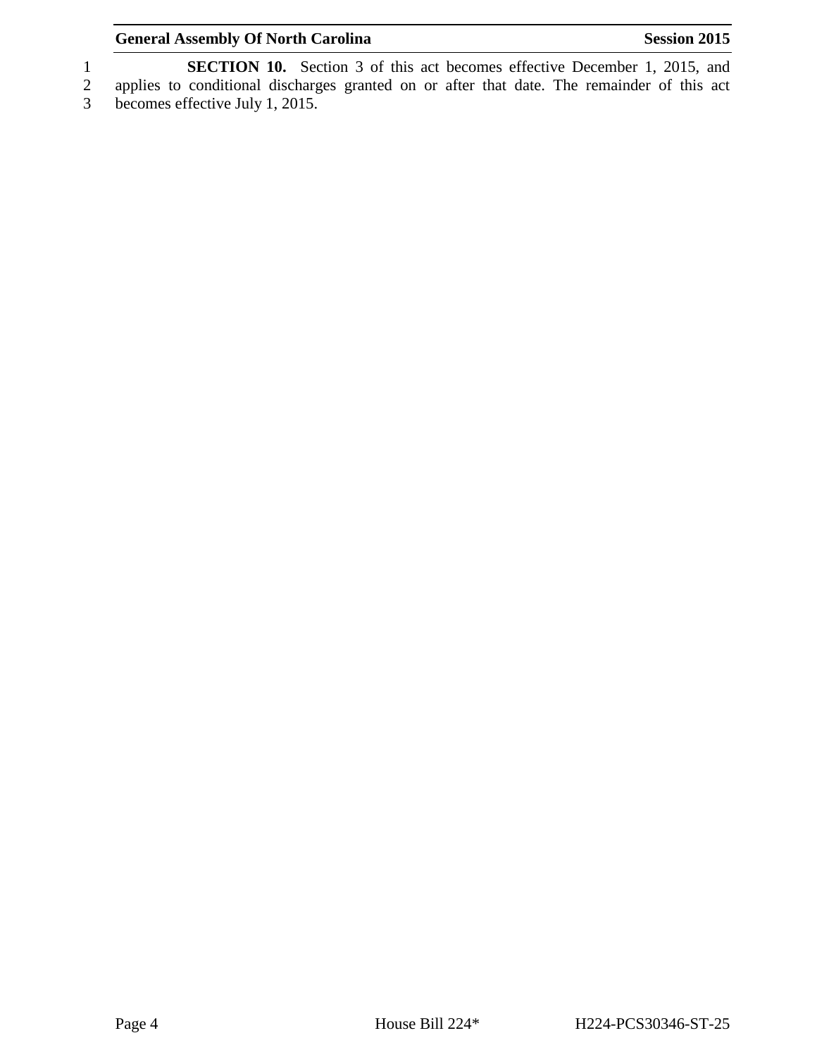**SECTION 10.** Section 3 of this act becomes effective December 1, 2015, and applies to conditional discharges granted on or after that date. The remainder of this act becomes effective July 1, 2015.